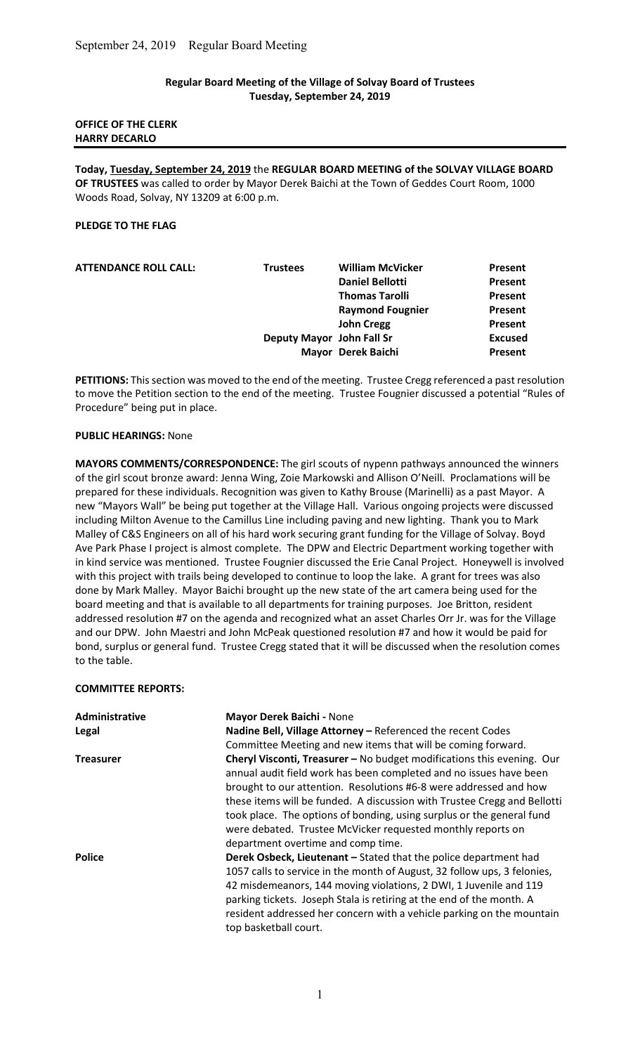**Regular Board Meeting of the Village of Solvay Board of Trustees**
**Tuesday, September 24, 2019**

**OFFICE OF THE CLERK**
**HARRY DECARLO**

---

**Today, Tuesday, September 24, 2019** the **REGULAR BOARD MEETING of the SOLVAY VILLAGE BOARD OF TRUSTEES** was called to order by Mayor Derek Baichi at the Town of Geddes Court Room, 1000 Woods Road, Solvay, NY 13209 at 6:00 p.m.

**PLEDGE TO THE FLAG**

| **ATTENDANCE ROLL CALL:** | **Trustees** | **William McVicker** | **Present** |
|---|---|---|---|
| | | **Daniel Bellotti** | **Present** |
| | | **Thomas Tarolli** | **Present** |
| | | **Raymond Fougnier** | **Present** |
| | | **John Cregg** | **Present** |
| | **Deputy Mayor** | **John Fall Sr** | **Excused** |
| | **Mayor** | **Derek Baichi** | **Present** |

**PETITIONS:** This section was moved to the end of the meeting. Trustee Cregg referenced a past resolution to move the Petition section to the end of the meeting. Trustee Fougnier discussed a potential "Rules of Procedure" being put in place.

**PUBLIC HEARINGS:** None

**MAYORS COMMENTS/CORRESPONDENCE:** The girl scouts of nypenn pathways announced the winners of the girl scout bronze award: Jenna Wing, Zoie Markowski and Allison O'Neill. Proclamations will be prepared for these individuals. Recognition was given to Kathy Brouse (Marinelli) as a past Mayor. A new "Mayors Wall" be being put together at the Village Hall. Various ongoing projects were discussed including Milton Avenue to the Camillus Line including paving and new lighting. Thank you to Mark Malley of C&S Engineers on all of his hard work securing grant funding for the Village of Solvay. Boyd Ave Park Phase I project is almost complete. The DPW and Electric Department working together with in kind service was mentioned. Trustee Fougnier discussed the Erie Canal Project. Honeywell is involved with this project with trails being developed to continue to loop the lake. A grant for trees was also done by Mark Malley. Mayor Baichi brought up the new state of the art camera being used for the board meeting and that is available to all departments for training purposes. Joe Britton, resident addressed resolution #7 on the agenda and recognized what an asset Charles Orr Jr. was for the Village and our DPW. John Maestri and John McPeak questioned resolution #7 and how it would be paid for bond, surplus or general fund. Trustee Cregg stated that it will be discussed when the resolution comes to the table.

**COMMITTEE REPORTS:**

| | |
|---|---|
| **Administrative** | **Mayor Derek Baichi -** None |
| **Legal** | **Nadine Bell, Village Attorney –** Referenced the recent Codes Committee Meeting and new items that will be coming forward. |
| **Treasurer** | **Cheryl Visconti, Treasurer –** No budget modifications this evening. Our annual audit field work has been completed and no issues have been brought to our attention. Resolutions #6-8 were addressed and how these items will be funded. A discussion with Trustee Cregg and Bellotti took place. The options of bonding, using surplus or the general fund were debated. Trustee McVicker requested monthly reports on department overtime and comp time. |
| **Police** | **Derek Osbeck, Lieutenant –** Stated that the police department had 1057 calls to service in the month of August, 32 follow ups, 3 felonies, 42 misdemeanors, 144 moving violations, 2 DWI, 1 Juvenile and 119 parking tickets. Joseph Stala is retiring at the end of the month. A resident addressed her concern with a vehicle parking on the mountain top basketball court. |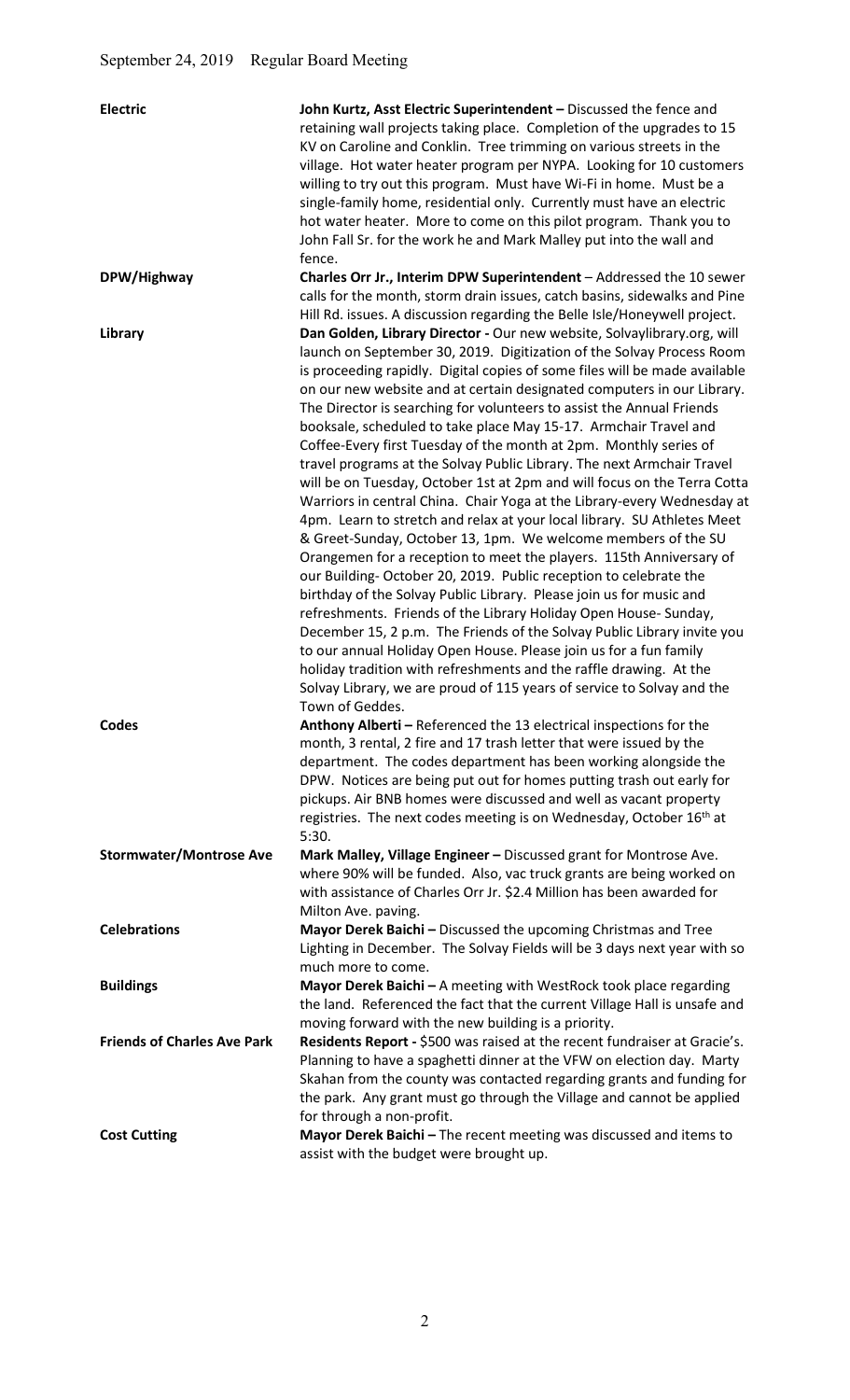September 24, 2019 Regular Board Meeting

| | |
|---|---|
| **Electric** | **John Kurtz, Asst Electric Superintendent –** Discussed the fence and retaining wall projects taking place. Completion of the upgrades to 15 KV on Caroline and Conklin. Tree trimming on various streets in the village. Hot water heater program per NYPA. Looking for 10 customers willing to try out this program. Must have Wi-Fi in home. Must be a single-family home, residential only. Currently must have an electric hot water heater. More to come on this pilot program. Thank you to John Fall Sr. for the work he and Mark Malley put into the wall and fence. |
| **DPW/Highway** | **Charles Orr Jr., Interim DPW Superintendent** – Addressed the 10 sewer calls for the month, storm drain issues, catch basins, sidewalks and Pine Hill Rd. issues. A discussion regarding the Belle Isle/Honeywell project. |
| **Library** | **Dan Golden, Library Director -** Our new website, Solvaylibrary.org, will launch on September 30, 2019. Digitization of the Solvay Process Room is proceeding rapidly. Digital copies of some files will be made available on our new website and at certain designated computers in our Library. The Director is searching for volunteers to assist the Annual Friends booksale, scheduled to take place May 15-17. Armchair Travel and Coffee-Every first Tuesday of the month at 2pm. Monthly series of travel programs at the Solvay Public Library. The next Armchair Travel will be on Tuesday, October 1st at 2pm and will focus on the Terra Cotta Warriors in central China. Chair Yoga at the Library-every Wednesday at 4pm. Learn to stretch and relax at your local library. SU Athletes Meet & Greet-Sunday, October 13, 1pm. We welcome members of the SU Orangemen for a reception to meet the players. 115th Anniversary of our Building- October 20, 2019. Public reception to celebrate the birthday of the Solvay Public Library. Please join us for music and refreshments. Friends of the Library Holiday Open House- Sunday, December 15, 2 p.m. The Friends of the Solvay Public Library invite you to our annual Holiday Open House. Please join us for a fun family holiday tradition with refreshments and the raffle drawing. At the Solvay Library, we are proud of 115 years of service to Solvay and the Town of Geddes. |
| **Codes** | **Anthony Alberti –** Referenced the 13 electrical inspections for the month, 3 rental, 2 fire and 17 trash letter that were issued by the department. The codes department has been working alongside the DPW. Notices are being put out for homes putting trash out early for pickups. Air BNB homes were discussed and well as vacant property registries. The next codes meeting is on Wednesday, October 16th at 5:30. |
| **Stormwater/Montrose Ave** | **Mark Malley, Village Engineer –** Discussed grant for Montrose Ave. where 90% will be funded. Also, vac truck grants are being worked on with assistance of Charles Orr Jr. $2.4 Million has been awarded for Milton Ave. paving. |
| **Celebrations** | **Mayor Derek Baichi –** Discussed the upcoming Christmas and Tree Lighting in December. The Solvay Fields will be 3 days next year with so much more to come. |
| **Buildings** | **Mayor Derek Baichi –** A meeting with WestRock took place regarding the land. Referenced the fact that the current Village Hall is unsafe and moving forward with the new building is a priority. |
| **Friends of Charles Ave Park** | **Residents Report -** $500 was raised at the recent fundraiser at Gracie's. Planning to have a spaghetti dinner at the VFW on election day. Marty Skahan from the county was contacted regarding grants and funding for the park. Any grant must go through the Village and cannot be applied for through a non-profit. |
| **Cost Cutting** | **Mayor Derek Baichi –** The recent meeting was discussed and items to assist with the budget were brought up. |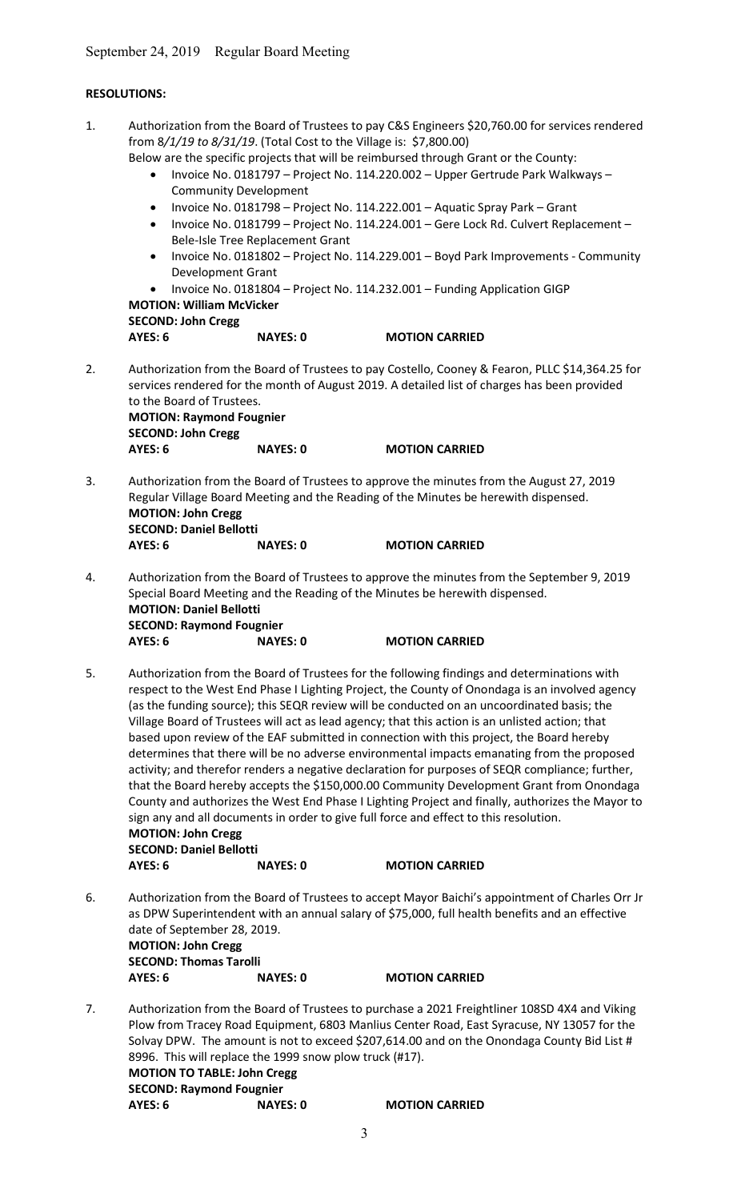**RESOLUTIONS:**

1. Authorization from the Board of Trustees to pay C&S Engineers $20,760.00 for services rendered from 8*/1/19 to 8/31/19*. (Total Cost to the Village is: $7,800.00)
   Below are the specific projects that will be reimbursed through Grant or the County:
   - Invoice No. 0181797 – Project No. 114.220.002 – Upper Gertrude Park Walkways – Community Development
   - Invoice No. 0181798 – Project No. 114.222.001 – Aquatic Spray Park – Grant
   - Invoice No. 0181799 – Project No. 114.224.001 – Gere Lock Rd. Culvert Replacement – Bele-Isle Tree Replacement Grant
   - Invoice No. 0181802 – Project No. 114.229.001 – Boyd Park Improvements - Community Development Grant
   - Invoice No. 0181804 – Project No. 114.232.001 – Funding Application GIGP

   **MOTION: William McVicker**
   **SECOND: John Cregg**
   **AYES: 6 NAYES: 0 MOTION CARRIED**

2. Authorization from the Board of Trustees to pay Costello, Cooney & Fearon, PLLC $14,364.25 for services rendered for the month of August 2019. A detailed list of charges has been provided to the Board of Trustees.
   **MOTION: Raymond Fougnier**
   **SECOND: John Cregg**
   **AYES: 6 NAYES: 0 MOTION CARRIED**

3. Authorization from the Board of Trustees to approve the minutes from the August 27, 2019 Regular Village Board Meeting and the Reading of the Minutes be herewith dispensed.
   **MOTION: John Cregg**
   **SECOND: Daniel Bellotti**
   **AYES: 6 NAYES: 0 MOTION CARRIED**

4. Authorization from the Board of Trustees to approve the minutes from the September 9, 2019 Special Board Meeting and the Reading of the Minutes be herewith dispensed.
   **MOTION: Daniel Bellotti**
   **SECOND: Raymond Fougnier**
   **AYES: 6 NAYES: 0 MOTION CARRIED**

5. Authorization from the Board of Trustees for the following findings and determinations with respect to the West End Phase I Lighting Project, the County of Onondaga is an involved agency (as the funding source); this SEQR review will be conducted on an uncoordinated basis; the Village Board of Trustees will act as lead agency; that this action is an unlisted action; that based upon review of the EAF submitted in connection with this project, the Board hereby determines that there will be no adverse environmental impacts emanating from the proposed activity; and therefor renders a negative declaration for purposes of SEQR compliance; further, that the Board hereby accepts the $150,000.00 Community Development Grant from Onondaga County and authorizes the West End Phase I Lighting Project and finally, authorizes the Mayor to sign any and all documents in order to give full force and effect to this resolution.
   **MOTION: John Cregg**
   **SECOND: Daniel Bellotti**
   **AYES: 6 NAYES: 0 MOTION CARRIED**

6. Authorization from the Board of Trustees to accept Mayor Baichi's appointment of Charles Orr Jr as DPW Superintendent with an annual salary of $75,000, full health benefits and an effective date of September 28, 2019.
   **MOTION: John Cregg**
   **SECOND: Thomas Tarolli**
   **AYES: 6 NAYES: 0 MOTION CARRIED**

7. Authorization from the Board of Trustees to purchase a 2021 Freightliner 108SD 4X4 and Viking Plow from Tracey Road Equipment, 6803 Manlius Center Road, East Syracuse, NY 13057 for the Solvay DPW. The amount is not to exceed $207,614.00 and on the Onondaga County Bid List # 8996. This will replace the 1999 snow plow truck (#17).
   **MOTION TO TABLE: John Cregg**
   **SECOND: Raymond Fougnier**
   **AYES: 6 NAYES: 0 MOTION CARRIED**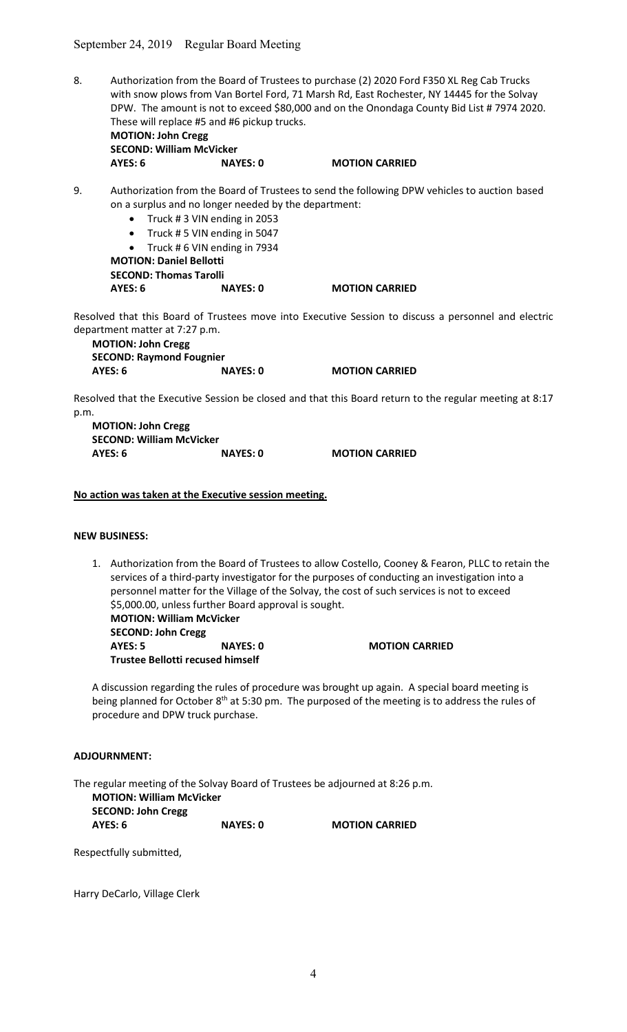8. Authorization from the Board of Trustees to purchase (2) 2020 Ford F350 XL Reg Cab Trucks with snow plows from Van Bortel Ford, 71 Marsh Rd, East Rochester, NY 14445 for the Solvay DPW. The amount is not to exceed $80,000 and on the Onondaga County Bid List # 7974 2020. These will replace #5 and #6 pickup trucks.
   **MOTION: John Cregg**
   **SECOND: William McVicker**
   **AYES: 6 NAYES: 0 MOTION CARRIED**

9. Authorization from the Board of Trustees to send the following DPW vehicles to auction based on a surplus and no longer needed by the department:
   - Truck # 3 VIN ending in 2053
   - Truck # 5 VIN ending in 5047
   - Truck # 6 VIN ending in 7934

   **MOTION: Daniel Bellotti**
   **SECOND: Thomas Tarolli**
   **AYES: 6 NAYES: 0 MOTION CARRIED**

Resolved that this Board of Trustees move into Executive Session to discuss a personnel and electric department matter at 7:27 p.m.
**MOTION: John Cregg**
**SECOND: Raymond Fougnier**
**AYES: 6 NAYES: 0 MOTION CARRIED**

Resolved that the Executive Session be closed and that this Board return to the regular meeting at 8:17 p.m.
**MOTION: John Cregg**
**SECOND: William McVicker**
**AYES: 6 NAYES: 0 MOTION CARRIED**

**No action was taken at the Executive session meeting.**

**NEW BUSINESS:**

1. Authorization from the Board of Trustees to allow Costello, Cooney & Fearon, PLLC to retain the services of a third-party investigator for the purposes of conducting an investigation into a personnel matter for the Village of the Solvay, the cost of such services is not to exceed $5,000.00, unless further Board approval is sought.
   **MOTION: William McVicker**
   **SECOND: John Cregg**
   **AYES: 5 NAYES: 0 MOTION CARRIED**
   **Trustee Bellotti recused himself**

A discussion regarding the rules of procedure was brought up again. A special board meeting is being planned for October 8th at 5:30 pm. The purposed of the meeting is to address the rules of procedure and DPW truck purchase.

**ADJOURNMENT:**

The regular meeting of the Solvay Board of Trustees be adjourned at 8:26 p.m.
**MOTION: William McVicker**
**SECOND: John Cregg**
**AYES: 6 NAYES: 0 MOTION CARRIED**

Respectfully submitted,

Harry DeCarlo, Village Clerk